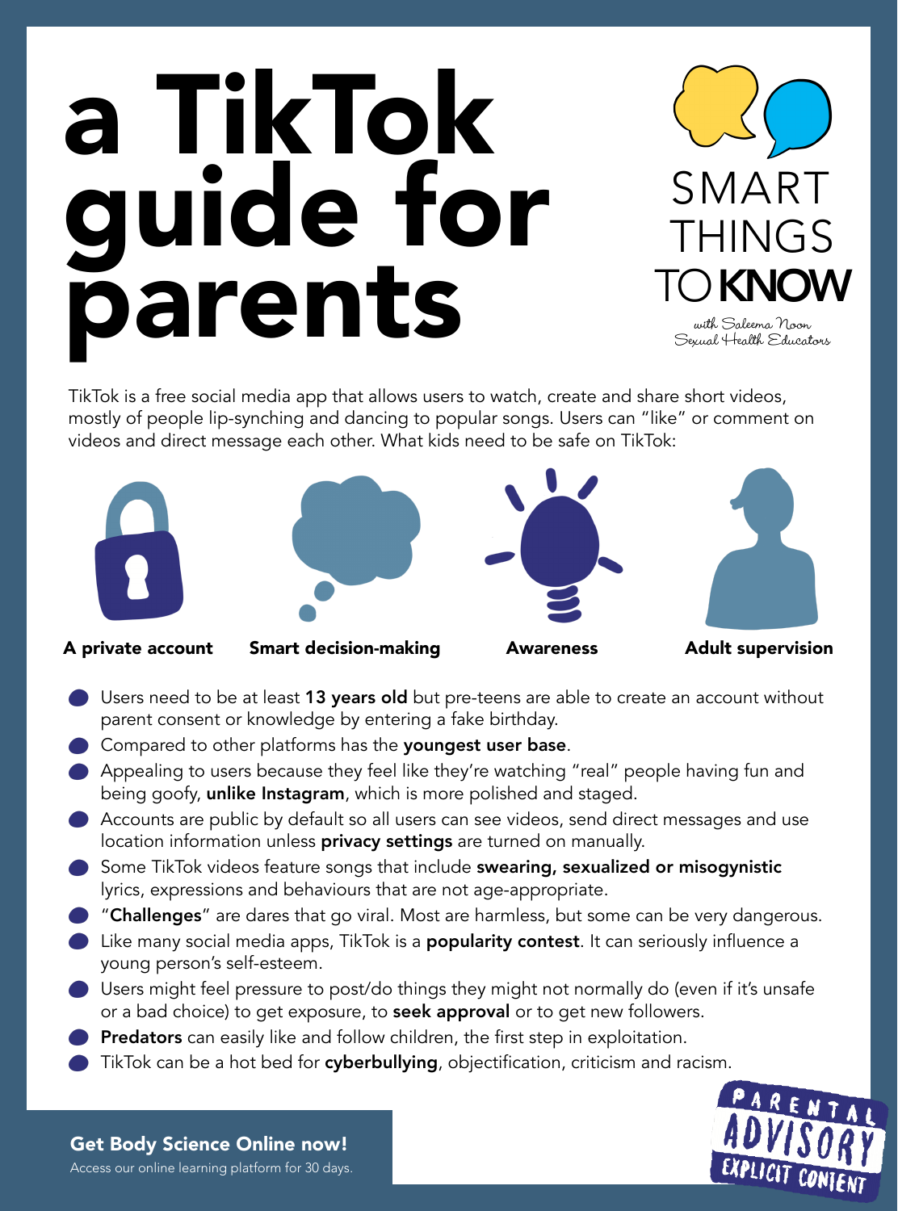# a TikTok guide for parents

SMART THINGS TO KNOW

*with Saleema Noon Sexual Health Educators*

TikTok is a free social media app that allows users to watch, create and share short videos, mostly of people lip-synching and dancing to popular songs. Users can "like" or comment on videos and direct message each other. What kids need to be safe on TikTok:

**A private account** | **Smart decision-making** | **Awareness** | **Adult supervision**

- Users need to be at least **13 years old** but pre-teens are able to create an account without parent consent or knowledge by entering a fake birthday.
- Compared to other platforms has the **youngest user base**.
- Appealing to users because they feel like they're watching "real" people having fun and being goofy, **unlike Instagram**, which is more polished and staged.
- Accounts are public by default so all users can see videos, send direct messages and use location information unless **privacy settings** are turned on manually.
- Some TikTok videos feature songs that include **swearing, sexualized or misogynistic** lyrics, expressions and behaviours that are not age-appropriate.
- "**Challenges**" are dares that go viral. Most are harmless, but some can be very dangerous.
- Like many social media apps, TikTok is a **popularity contest**. It can seriously influence a young person's self-esteem.
- Users might feel pressure to post/do things they might not normally do (even if it's unsafe or a bad choice) to get exposure, to **seek approval** or to get new followers.
- **Predators** can easily like and follow children, the first step in exploitation.
- TikTok can be a hot bed for **cyberbullying**, objectification, criticism and racism.

**Get Body Science Online now!**

Access our online learning platform for 30 days.

PARENTAL ADVISORY EXPLICIT CONTENT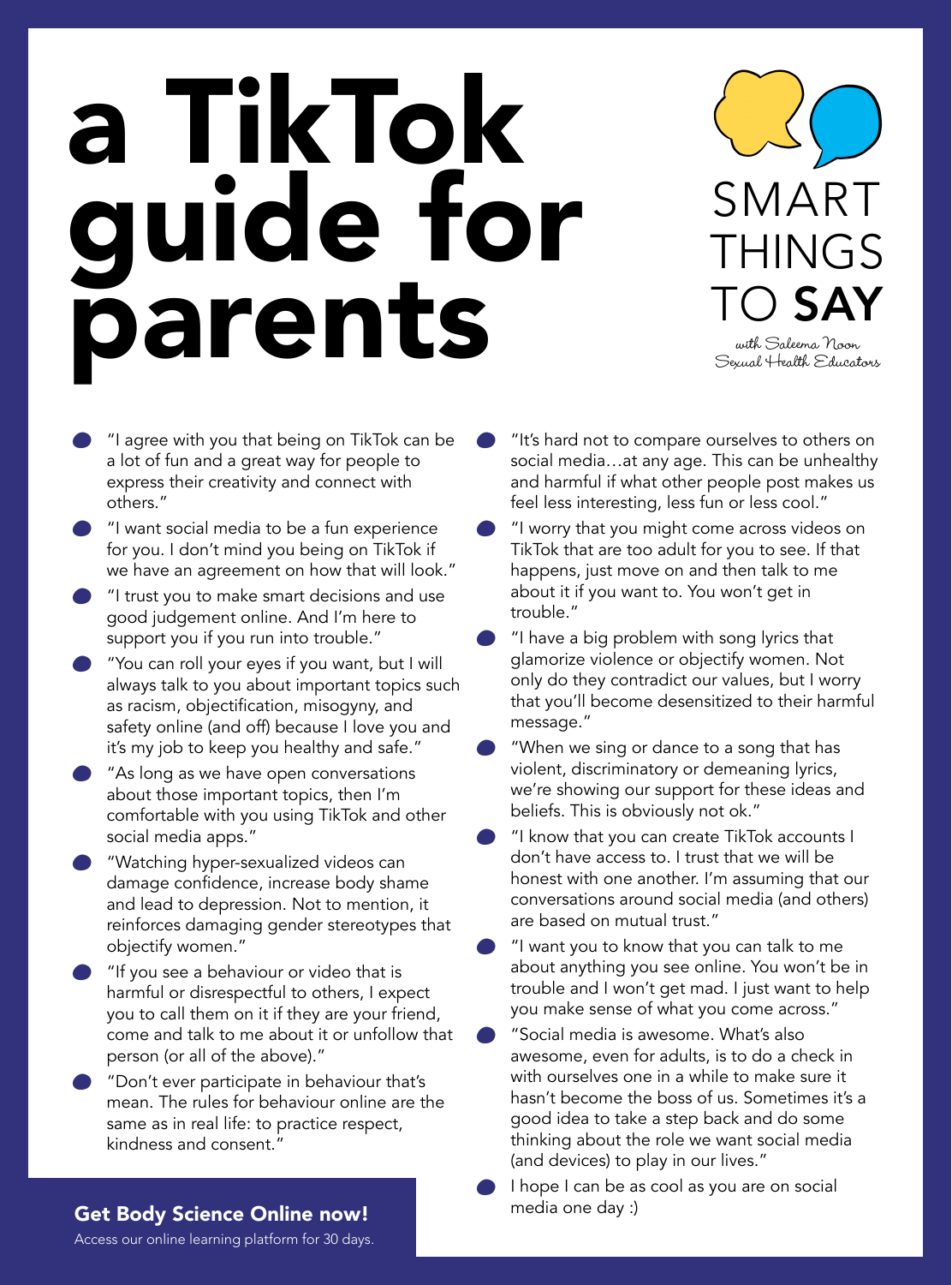# a TikTok guide for parents

SMART THINGS TO **SAY**

*with Saleema Noon Sexual Health Educators*

- "I agree with you that being on TikTok can be a lot of fun and a great way for people to express their creativity and connect with others."
- "I want social media to be a fun experience for you. I don't mind you being on TikTok if we have an agreement on how that will look."
- "I trust you to make smart decisions and use good judgement online. And I'm here to support you if you run into trouble."
- "You can roll your eyes if you want, but I will always talk to you about important topics such as racism, objectification, misogyny, and safety online (and off) because I love you and it's my job to keep you healthy and safe."
- "As long as we have open conversations about those important topics, then I'm comfortable with you using TikTok and other social media apps."
- "Watching hyper-sexualized videos can damage confidence, increase body shame and lead to depression. Not to mention, it reinforces damaging gender stereotypes that objectify women."
- "If you see a behaviour or video that is harmful or disrespectful to others, I expect you to call them on it if they are your friend, come and talk to me about it or unfollow that person (or all of the above)."
- "Don't ever participate in behaviour that's mean. The rules for behaviour online are the same as in real life: to practice respect, kindness and consent."
- "It's hard not to compare ourselves to others on social media…at any age. This can be unhealthy and harmful if what other people post makes us feel less interesting, less fun or less cool."
- "I worry that you might come across videos on TikTok that are too adult for you to see. If that happens, just move on and then talk to me about it if you want to. You won't get in trouble."
- "I have a big problem with song lyrics that glamorize violence or objectify women. Not only do they contradict our values, but I worry that you'll become desensitized to their harmful message."
- "When we sing or dance to a song that has violent, discriminatory or demeaning lyrics, we're showing our support for these ideas and beliefs. This is obviously not ok."
- "I know that you can create TikTok accounts I don't have access to. I trust that we will be honest with one another. I'm assuming that our conversations around social media (and others) are based on mutual trust."
- "I want you to know that you can talk to me about anything you see online. You won't be in trouble and I won't get mad. I just want to help you make sense of what you come across."
- "Social media is awesome. What's also awesome, even for adults, is to do a check in with ourselves one in a while to make sure it hasn't become the boss of us. Sometimes it's a good idea to take a step back and do some thinking about the role we want social media (and devices) to play in our lives."
- I hope I can be as cool as you are on social media one day :)

**Get Body Science Online now!**

Access our online learning platform for 30 days.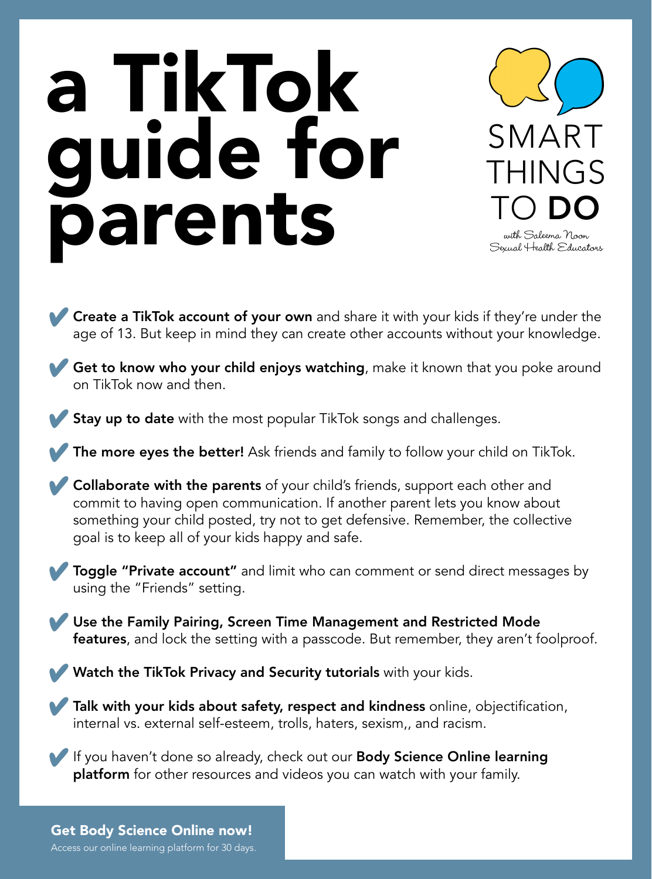# a TikTok guide for parents

SMART THINGS TO DO

with Saleema Noon Sexual Health Educators

- **Create a TikTok account of your own** and share it with your kids if they're under the age of 13. But keep in mind they can create other accounts without your knowledge.
- **Get to know who your child enjoys watching**, make it known that you poke around on TikTok now and then.
- **Stay up to date** with the most popular TikTok songs and challenges.
- **The more eyes the better!** Ask friends and family to follow your child on TikTok.
- **Collaborate with the parents** of your child's friends, support each other and commit to having open communication. If another parent lets you know about something your child posted, try not to get defensive. Remember, the collective goal is to keep all of your kids happy and safe.
- **Toggle "Private account"** and limit who can comment or send direct messages by using the "Friends" setting.
- **Use the Family Pairing, Screen Time Management and Restricted Mode features**, and lock the setting with a passcode. But remember, they aren't foolproof.
- **Watch the TikTok Privacy and Security tutorials** with your kids.
- **Talk with your kids about safety, respect and kindness** online, objectification, internal vs. external self-esteem, trolls, haters, sexism,, and racism.
- If you haven't done so already, check out our **Body Science Online learning platform** for other resources and videos you can watch with your family.

**Get Body Science Online now!**

Access our online learning platform for 30 days.